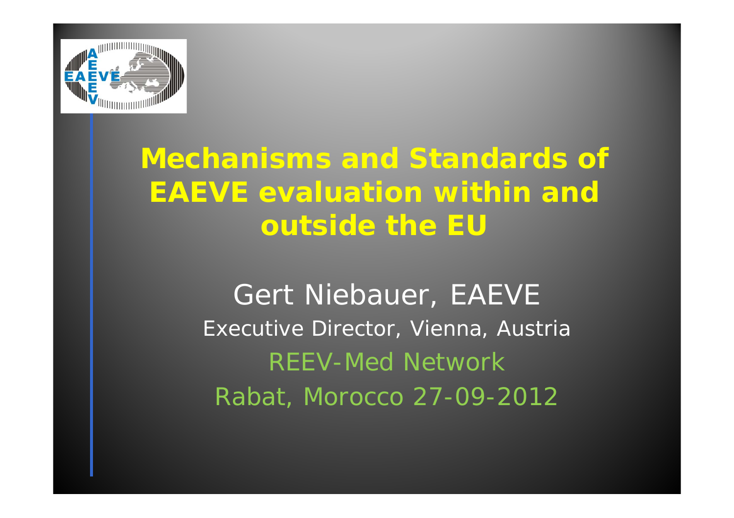# Mechanisms and Standards of EAEVE evaluation within and outside the EU

Gert Niebauer, EAEVE

Executive Director, Vienna, Austria

REEV-Med Network

Rabat, Morocco 27-09-2012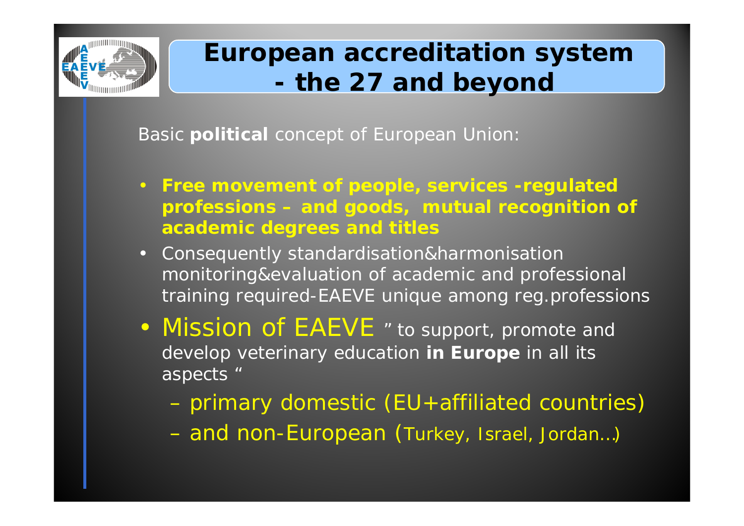# European accreditation system - the 27 and beyond

Basic **political** concept of European Union:

- **Free movement of people, services -regulated professions – and goods, mutual recognition of academic degrees and titles**
- Consequently standardisation&harmonisation monitoring&evaluation of academic and professional training required-EAEVE unique among reg.professions
- Mission of EAEVE " to support, promote and develop veterinary education **in Europe** in all its aspects "
  - primary domestic (EU+affiliated countries)
  - and non-European (Turkey, Israel, Jordan…)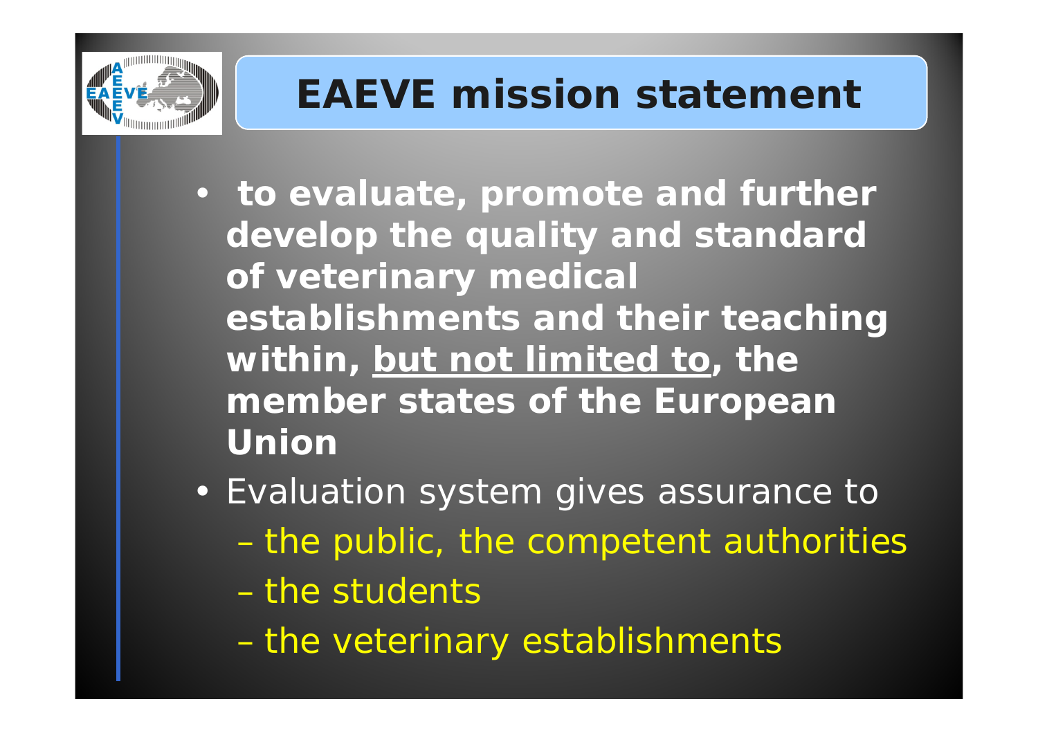# EAEVE mission statement

- **to evaluate, promote and further develop the quality and standard of veterinary medical establishments and their teaching within, <u>but not limited to</u>, the member states of the European Union**
- Evaluation system gives assurance to
  - the public, the competent authorities
  - the students
  - the veterinary establishments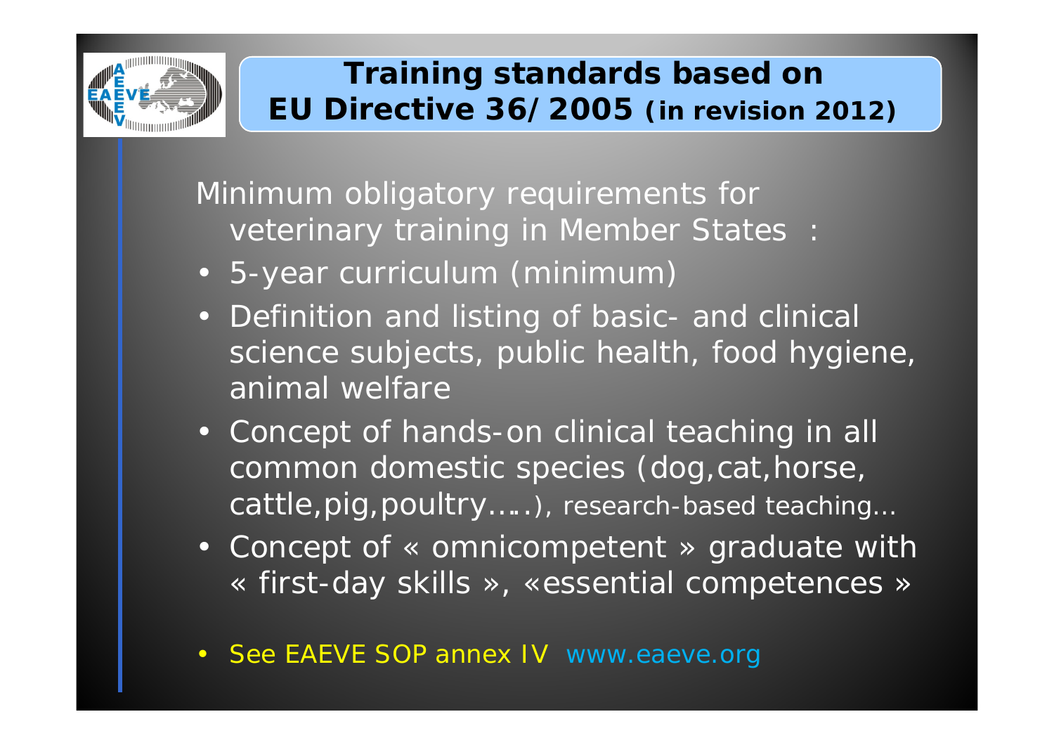## Training standards based on EU Directive 36/2005 (in revision 2012)

Minimum obligatory requirements for veterinary training in Member States :

- 5-year curriculum (minimum)
- Definition and listing of basic- and clinical science subjects, public health, food hygiene, animal welfare
- Concept of hands-on clinical teaching in all common domestic species (dog,cat,horse, cattle,pig,poultry…..), research-based teaching…
- Concept of « omnicompetent » graduate with « first-day skills », «essential competences »
- See EAEVE SOP annex IV www.eaeve.org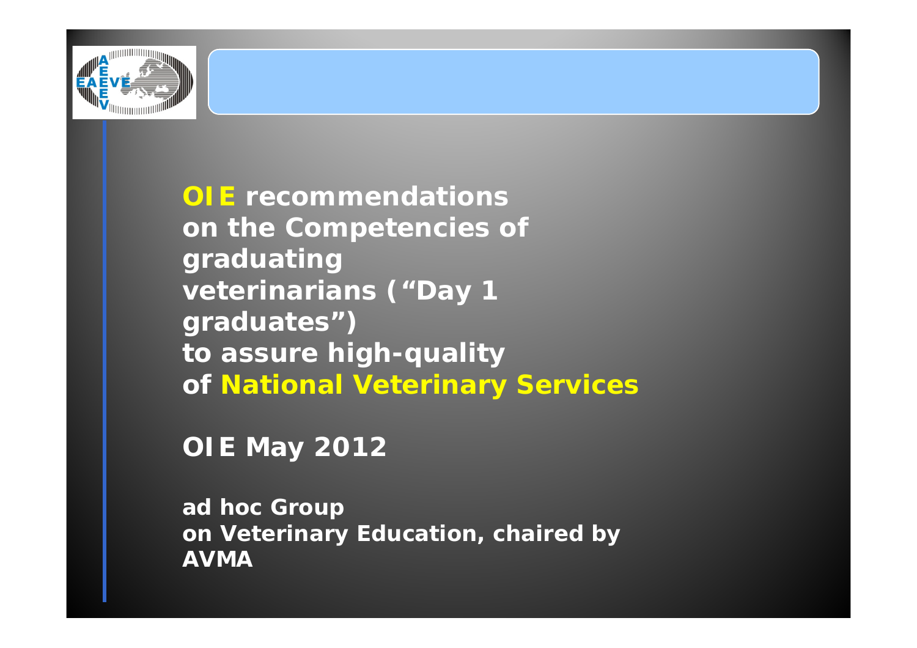**OIE recommendations on the Competencies of graduating veterinarians ("Day 1 graduates") to assure high-quality of National Veterinary Services**

**OIE May 2012**

**ad hoc Group on Veterinary Education, chaired by AVMA**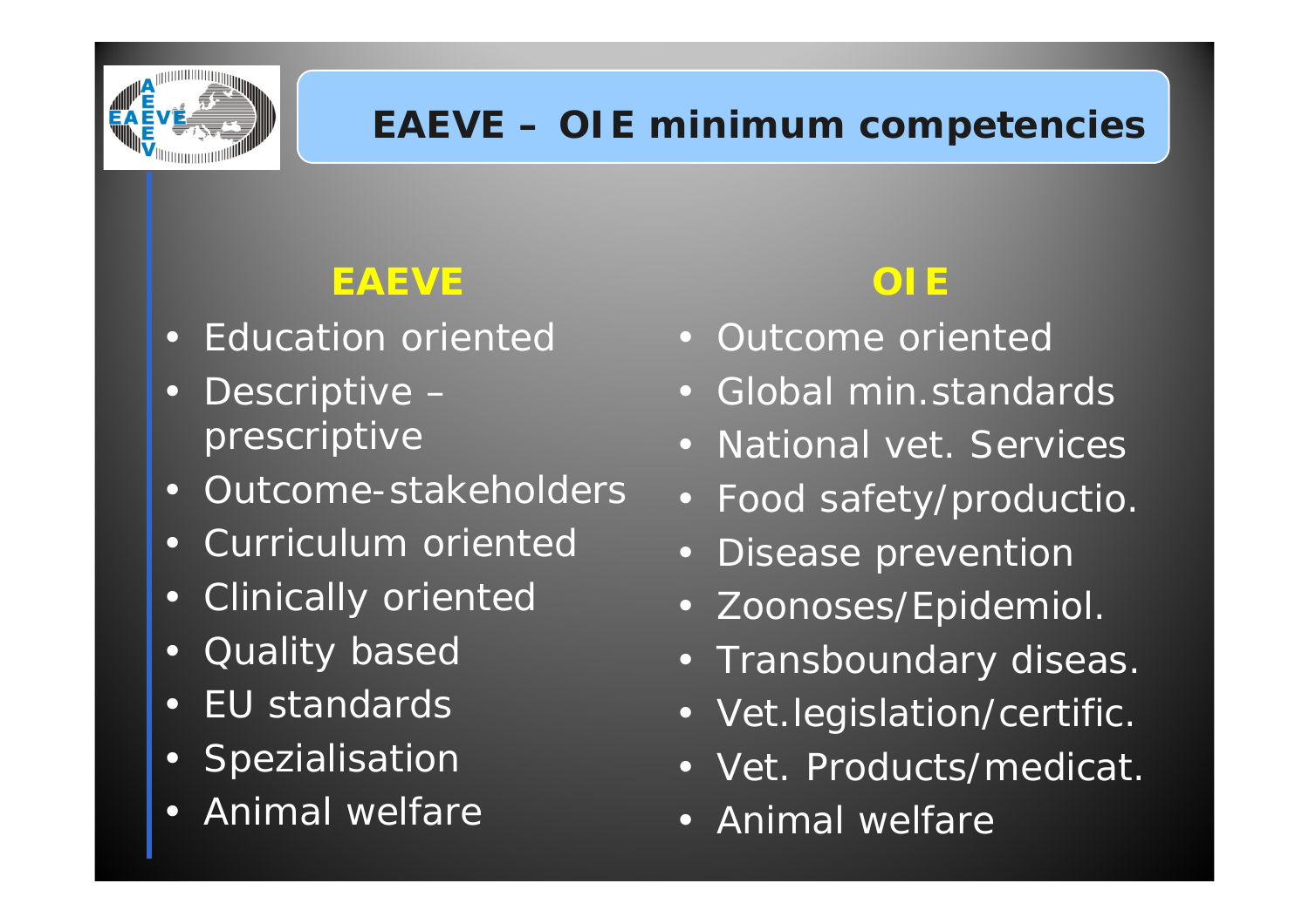# EAEVE – OIE minimum competencies

## EAEVE

- Education oriented
- Descriptive – prescriptive
- Outcome-stakeholders
- Curriculum oriented
- Clinically oriented
- Quality based
- EU standards
- Spezialisation
- Animal welfare

## OIE

- Outcome oriented
- Global min.standards
- National vet. Services
- Food safety/productio.
- Disease prevention
- Zoonoses/Epidemiol.
- Transboundary diseas.
- Vet.legislation/certific.
- Vet. Products/medicat.
- Animal welfare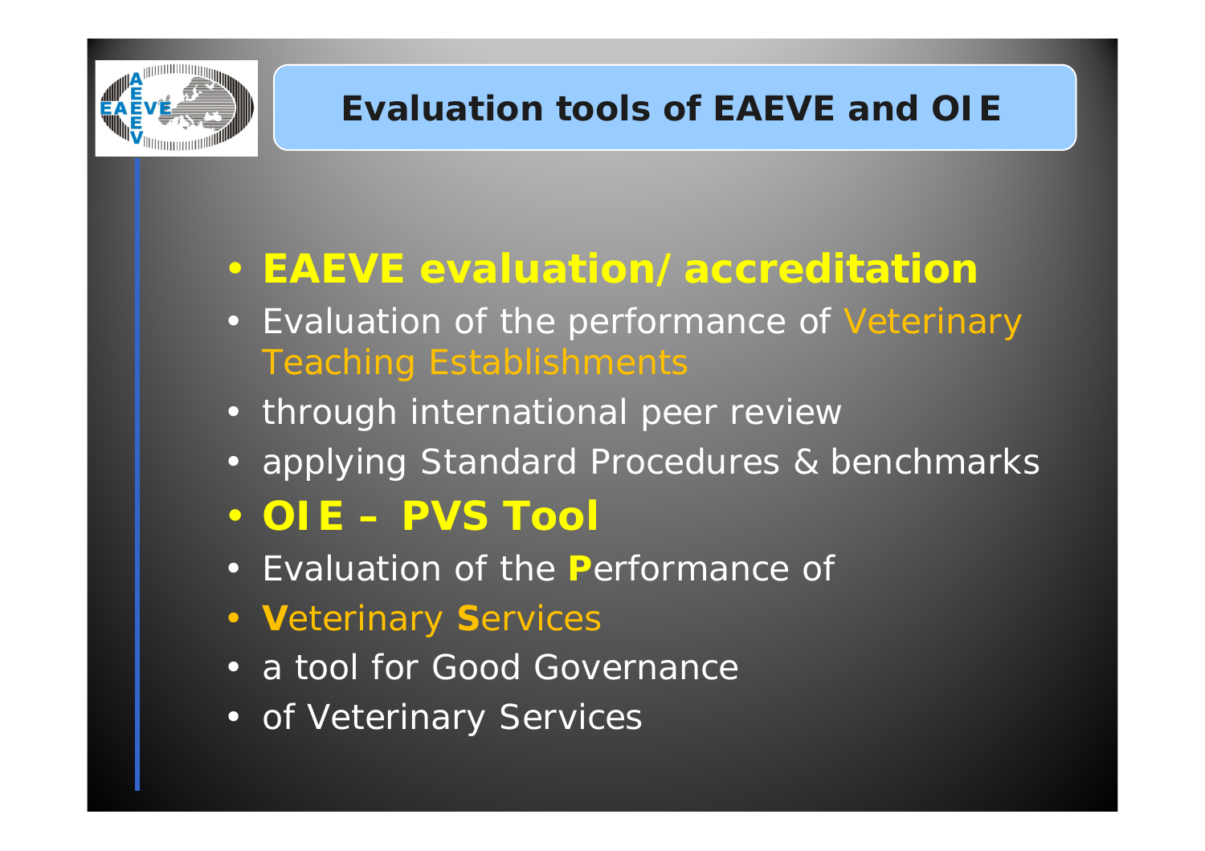# Evaluation tools of EAEVE and OIE

- **EAEVE evaluation/accreditation**
- Evaluation of the performance of Veterinary Teaching Establishments
- through international peer review
- applying Standard Procedures & benchmarks
- **OIE – PVS Tool**
- Evaluation of the **P**erformance of
- **V**eterinary **S**ervices
- a tool for Good Governance
- of Veterinary Services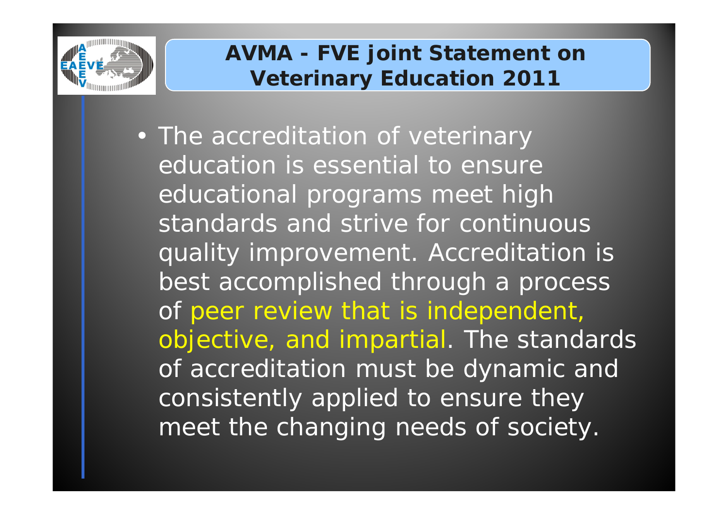## AVMA - FVE joint Statement on Veterinary Education 2011

- The accreditation of veterinary education is essential to ensure educational programs meet high standards and strive for continuous quality improvement. Accreditation is best accomplished through a process of peer review that is independent, objective, and impartial. The standards of accreditation must be dynamic and consistently applied to ensure they meet the changing needs of society.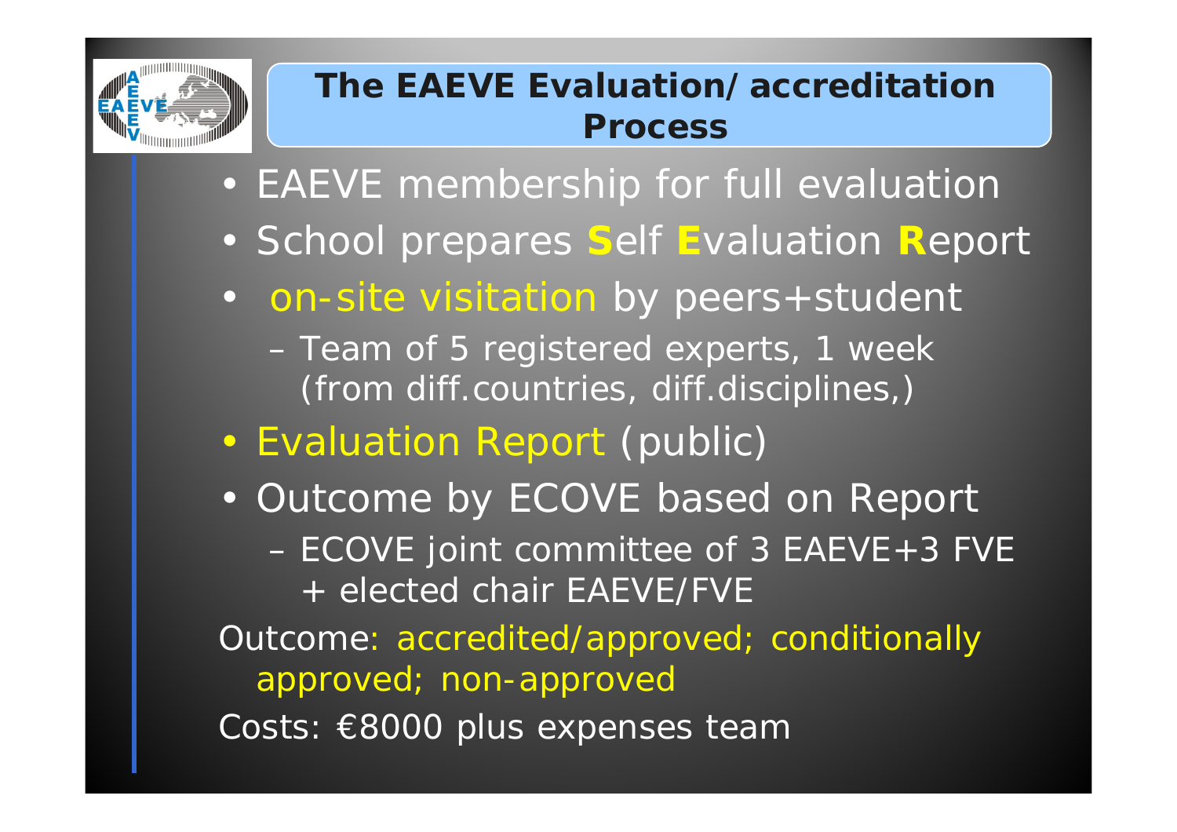# The EAEVE Evaluation/accreditation Process

- EAEVE membership for full evaluation
- School prepares **S**elf **E**valuation **R**eport
- on-site visitation by peers+student
  - Team of 5 registered experts, 1 week (from diff.countries, diff.disciplines,)
- Evaluation Report (public)
- Outcome by ECOVE based on Report
  - ECOVE joint committee of 3 EAEVE+3 FVE + elected chair EAEVE/FVE

Outcome: accredited/approved; conditionally approved; non-approved

Costs: €8000 plus expenses team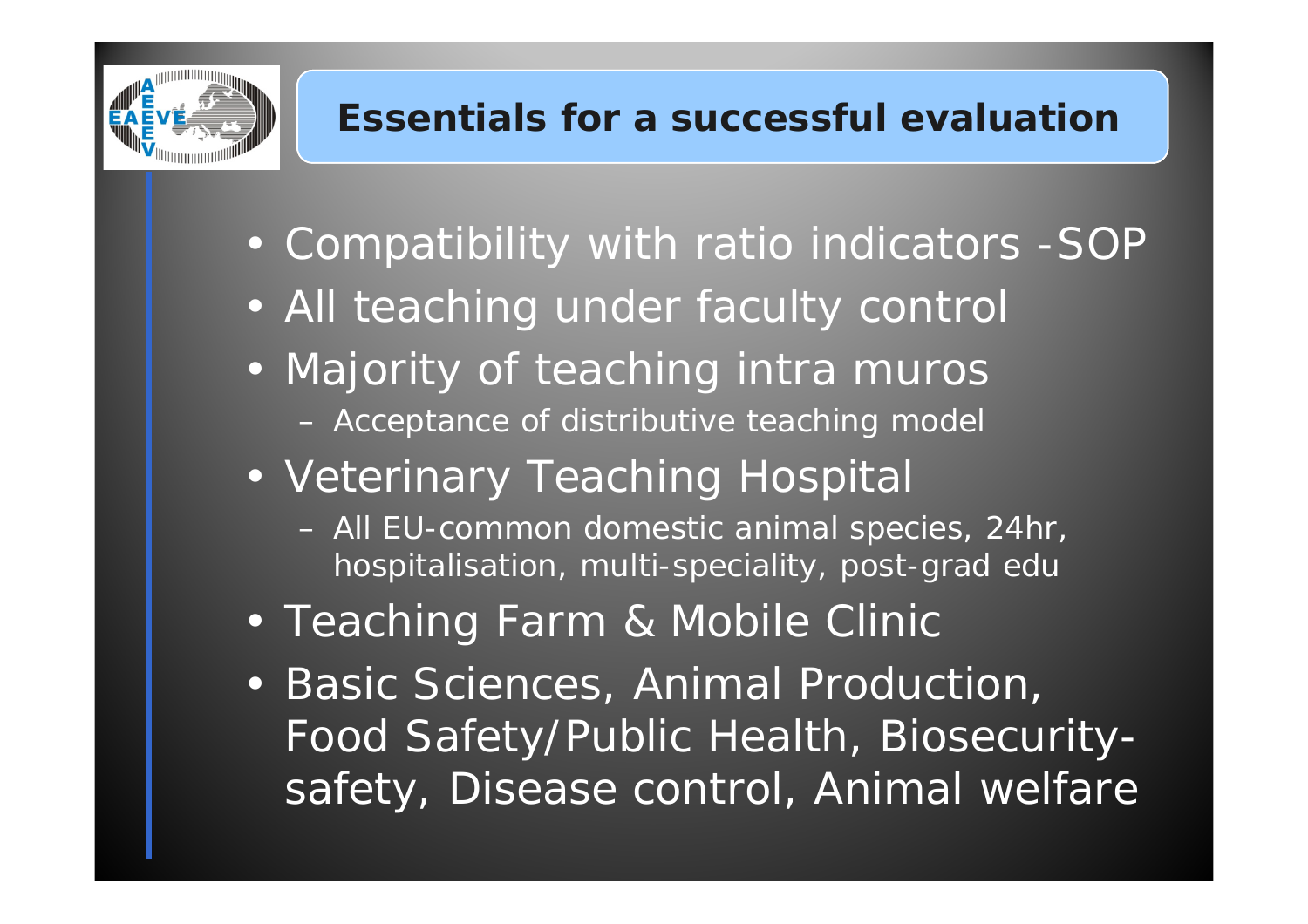## Essentials for a successful evaluation

- Compatibility with ratio indicators -SOP
- All teaching under faculty control
- Majority of teaching intra muros
  - Acceptance of distributive teaching model
- Veterinary Teaching Hospital
  - All EU-common domestic animal species, 24hr, hospitalisation, multi-speciality, post-grad edu
- Teaching Farm & Mobile Clinic
- Basic Sciences, Animal Production, Food Safety/Public Health, Biosecurity-safety, Disease control, Animal welfare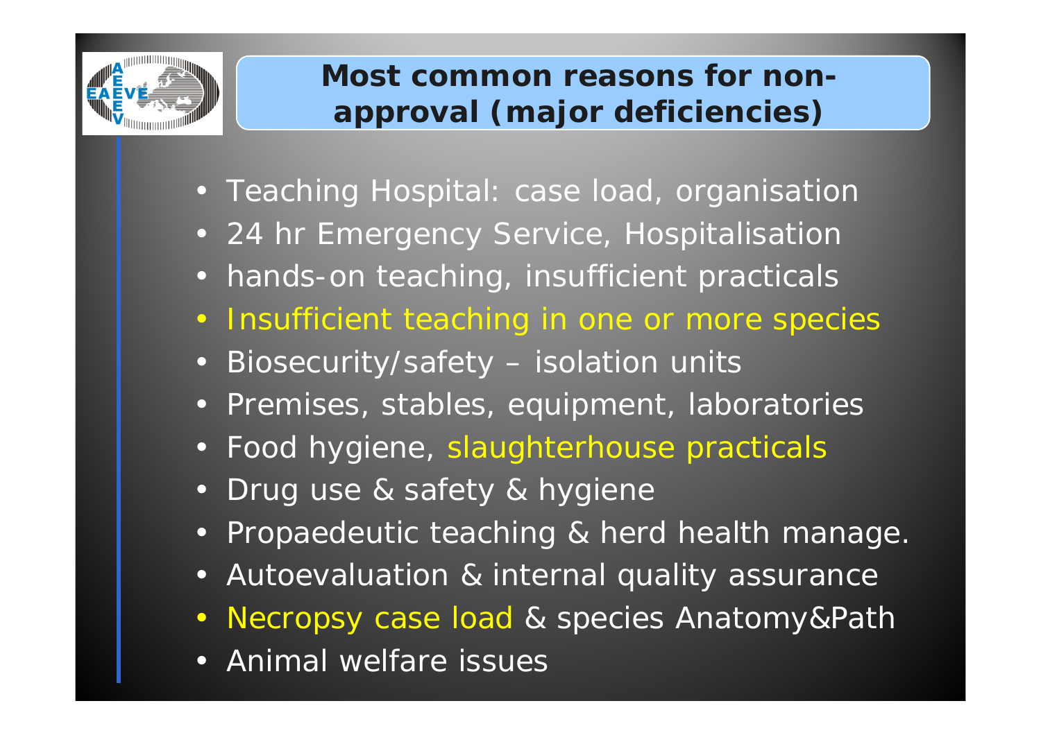# Most common reasons for non-approval (major deficiencies)

- Teaching Hospital: case load, organisation
- 24 hr Emergency Service, Hospitalisation
- hands-on teaching, insufficient practicals
- Insufficient teaching in one or more species
- Biosecurity/safety – isolation units
- Premises, stables, equipment, laboratories
- Food hygiene, slaughterhouse practicals
- Drug use & safety & hygiene
- Propaedeutic teaching & herd health manage.
- Autoevaluation & internal quality assurance
- Necropsy case load & species Anatomy&Path
- Animal welfare issues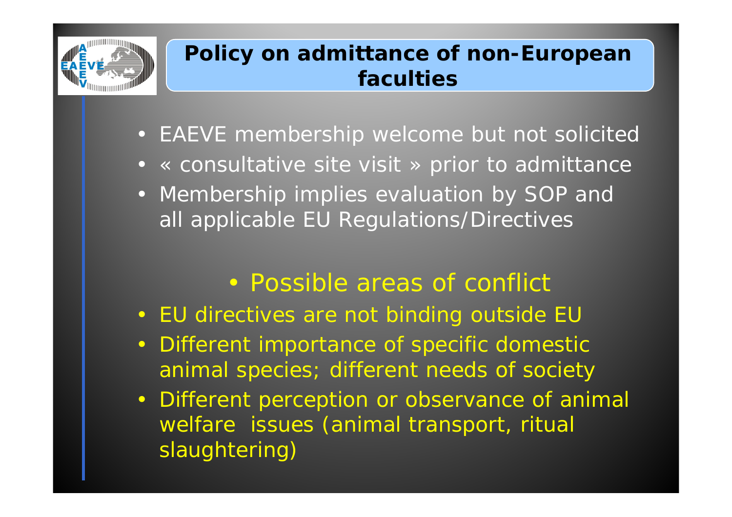# Policy on admittance of non-European faculties

- EAEVE membership welcome but not solicited
- « consultative site visit » prior to admittance
- Membership implies evaluation by SOP and all applicable EU Regulations/Directives

## Possible areas of conflict

- EU directives are not binding outside EU
- Different importance of specific domestic animal species; different needs of society
- Different perception or observance of animal welfare issues (animal transport, ritual slaughtering)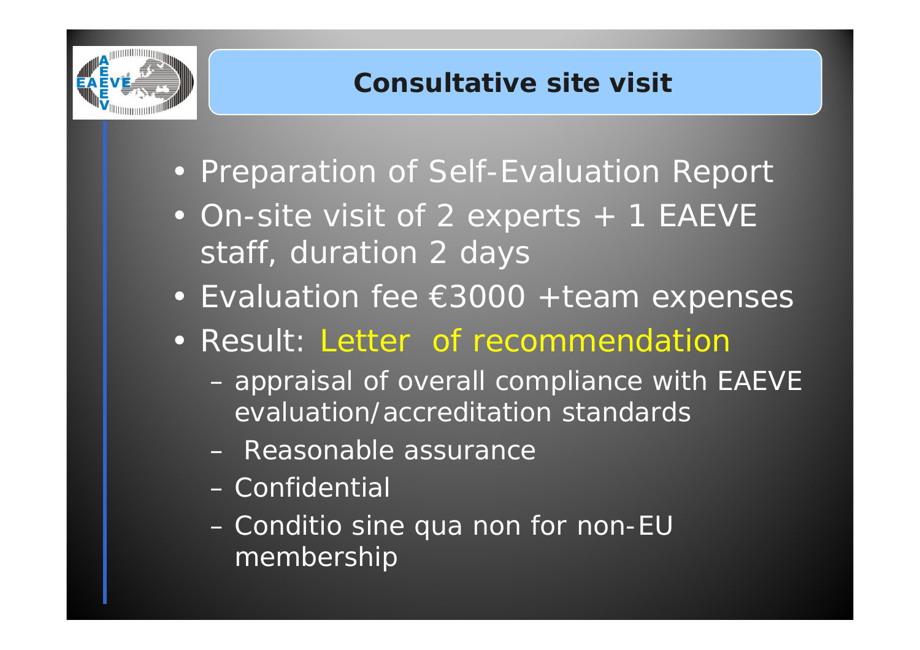# Consultative site visit

- Preparation of Self-Evaluation Report
- On-site visit of 2 experts + 1 EAEVE staff, duration 2 days
- Evaluation fee €3000 +team expenses
- Result: Letter of recommendation
  - appraisal of overall compliance with EAEVE evaluation/accreditation standards
  - Reasonable assurance
  - Confidential
  - Conditio sine qua non for non-EU membership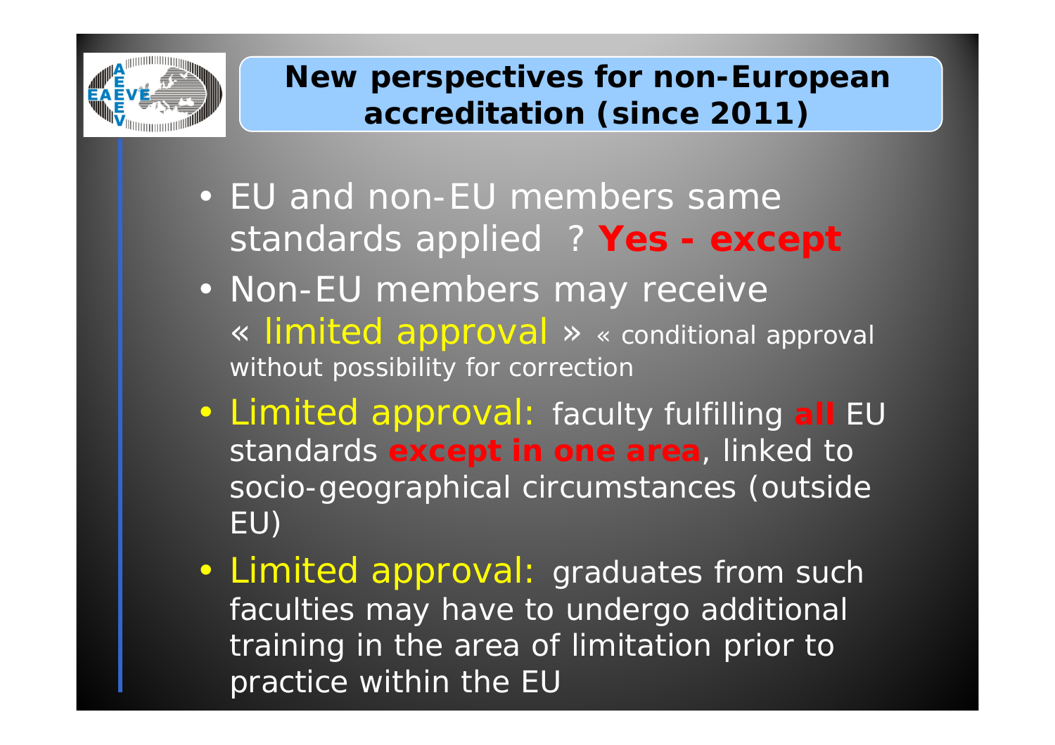## New perspectives for non-European accreditation (since 2011)

- EU and non-EU members same standards applied ? **Yes - except**
- Non-EU members may receive « limited approval » « conditional approval without possibility for correction
- Limited approval: faculty fulfilling **all** EU standards **except in one area**, linked to socio-geographical circumstances (outside EU)
- Limited approval: graduates from such faculties may have to undergo additional training in the area of limitation prior to practice within the EU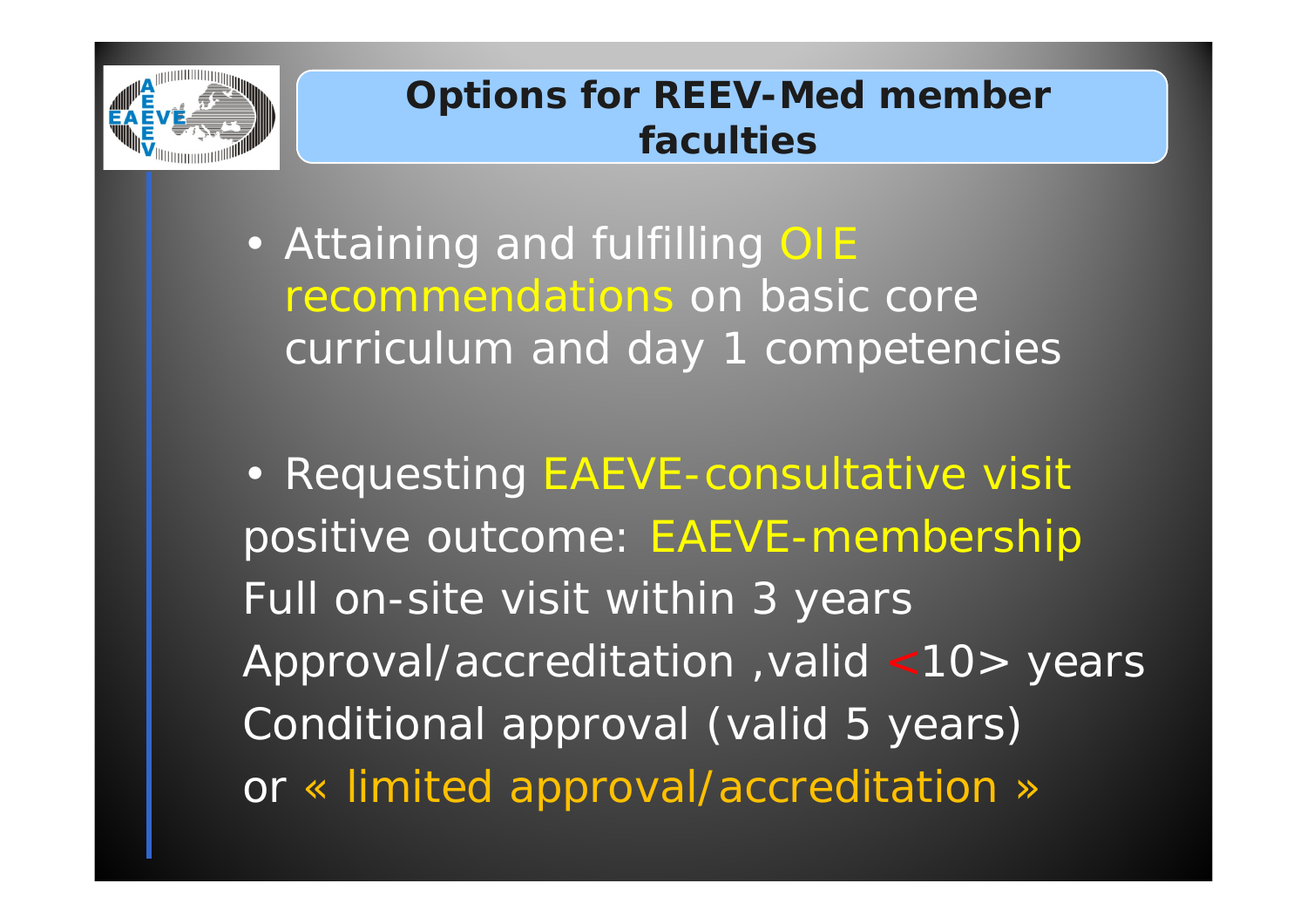## Options for REEV-Med member faculties

- Attaining and fulfilling OIE recommendations on basic core curriculum and day 1 competencies

- Requesting EAEVE-consultative visit

positive outcome: EAEVE-membership

Full on-site visit within 3 years

Approval/accreditation ,valid <10> years

Conditional approval (valid 5 years)

or « limited approval/accreditation »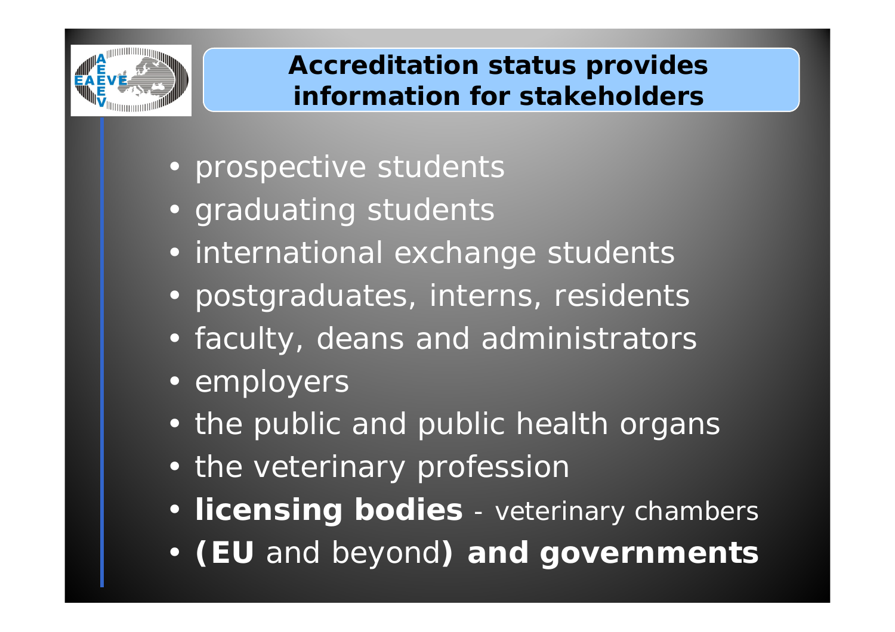# Accreditation status provides information for stakeholders

- prospective students
- graduating students
- international exchange students
- postgraduates, interns, residents
- faculty, deans and administrators
- employers
- the public and public health organs
- the veterinary profession
- **licensing bodies** - veterinary chambers
- **(EU** and beyond**) and governments**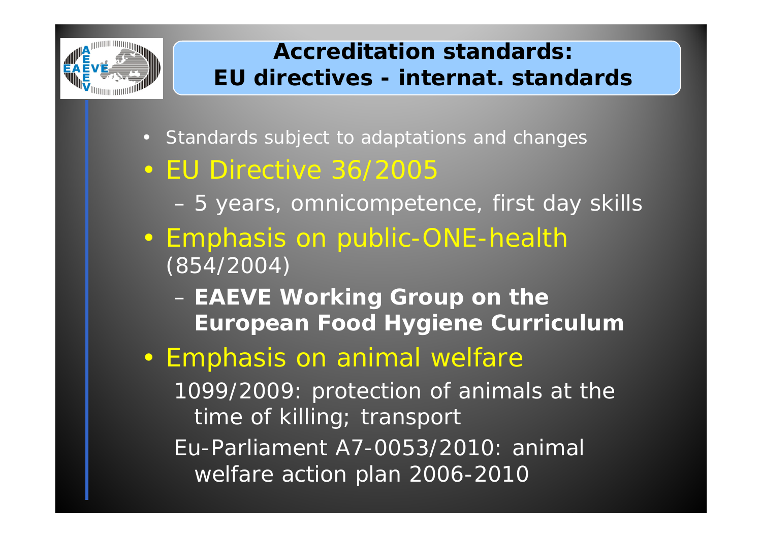# Accreditation standards: EU directives - internat. standards

- Standards subject to adaptations and changes
- EU Directive 36/2005
  - 5 years, omnicompetence, first day skills
- Emphasis on public-ONE-health (854/2004)
  - **EAEVE Working Group on the European Food Hygiene Curriculum**
- Emphasis on animal welfare

  1099/2009: protection of animals at the time of killing; transport

  Eu-Parliament A7-0053/2010: animal welfare action plan 2006-2010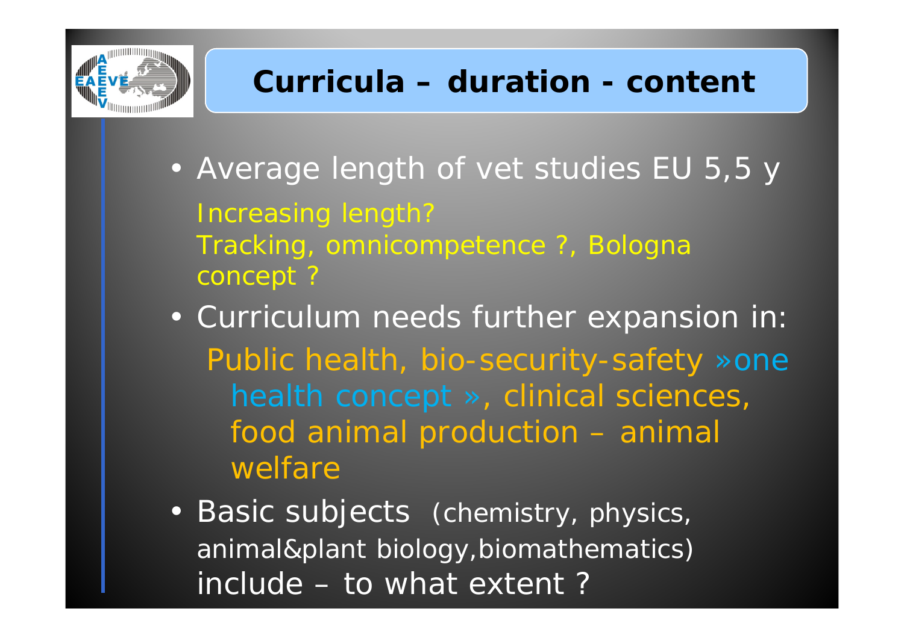## Curricula – duration - content

- Average length of vet studies EU 5,5 y

  Increasing length?

  Tracking, omnicompetence ?, Bologna concept ?

- Curriculum needs further expansion in:

  Public health, bio-security-safety »one health concept », clinical sciences, food animal production – animal welfare

- Basic subjects (chemistry, physics, animal&plant biology,biomathematics) include – to what extent ?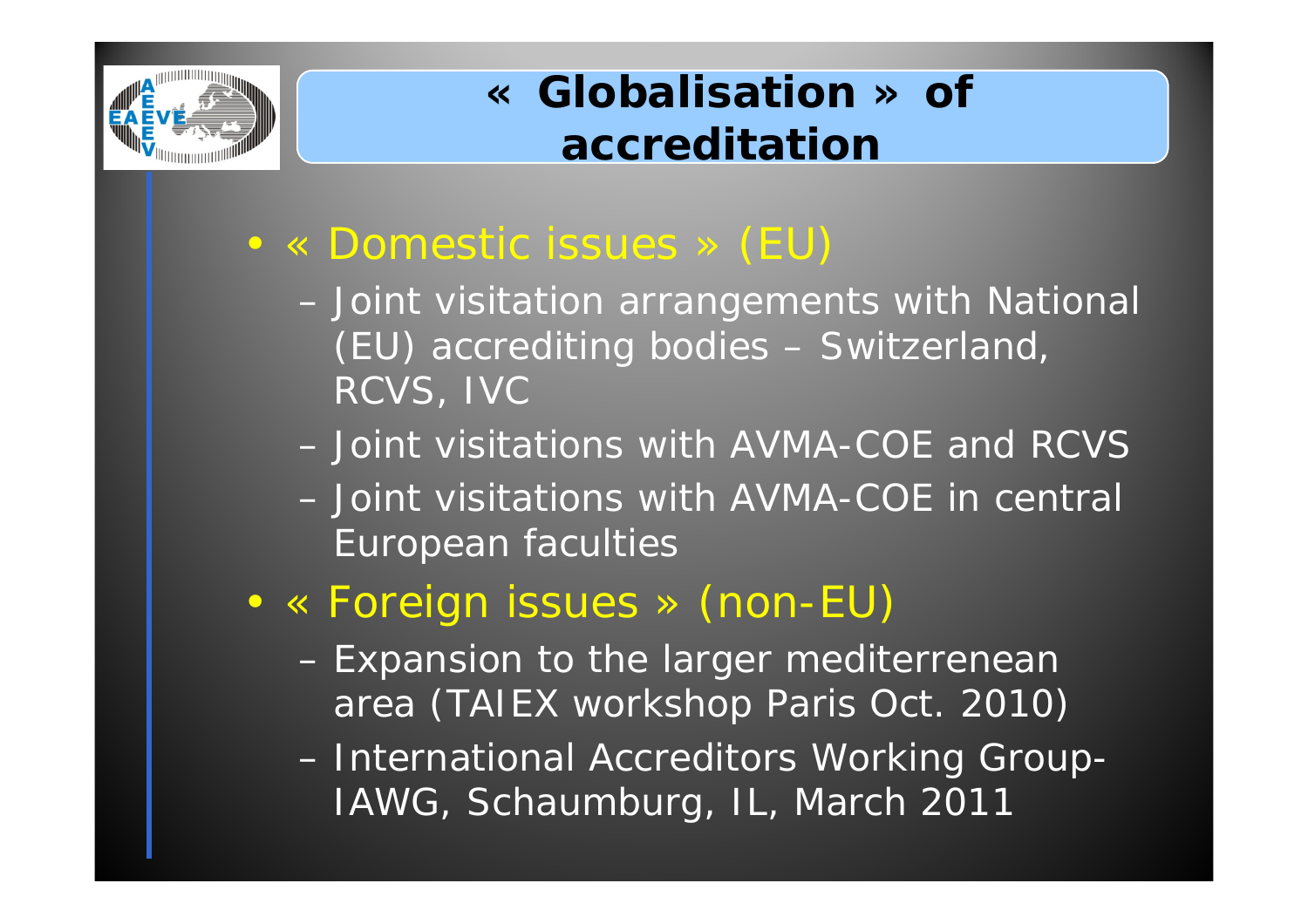# « Globalisation » of accreditation

- « Domestic issues » (EU)
  - Joint visitation arrangements with National (EU) accrediting bodies – Switzerland, RCVS, IVC
  - Joint visitations with AVMA-COE and RCVS
  - Joint visitations with AVMA-COE in central European faculties
- « Foreign issues » (non-EU)
  - Expansion to the larger mediterrenean area (TAIEX workshop Paris Oct. 2010)
  - International Accreditors Working Group-IAWG, Schaumburg, IL, March 2011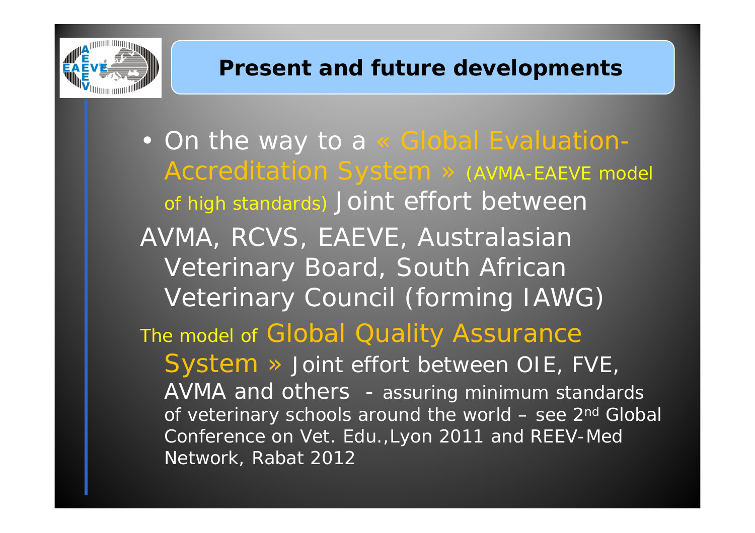## Present and future developments

- On the way to a « Global Evaluation-Accreditation System » (AVMA-EAEVE model of high standards) Joint effort between

AVMA, RCVS, EAEVE, Australasian Veterinary Board, South African Veterinary Council (forming IAWG)

The model of Global Quality Assurance System » Joint effort between OIE, FVE, AVMA and others - assuring minimum standards of veterinary schools around the world – see 2nd Global Conference on Vet. Edu.,Lyon 2011 and REEV-Med Network, Rabat 2012